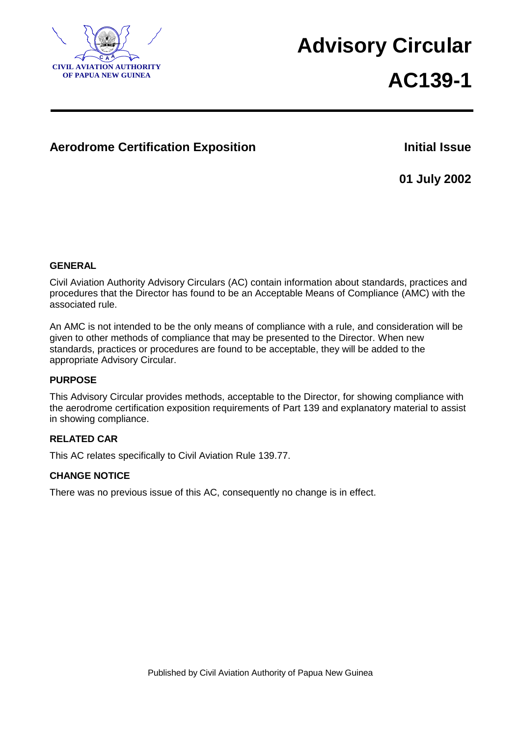CIVIL AVIATION AUTHORITY OF PAPUA NEW GUINEA

# Advisory Circular

# AC139-1

## Aerodrome Certification Exposition

**Initial Issue**

**01 July 2002**

### GENERAL

Civil Aviation Authority Advisory Circulars (AC) contain information about standards, practices and procedures that the Director has found to be an Acceptable Means of Compliance (AMC) with the associated rule.

An AMC is not intended to be the only means of compliance with a rule, and consideration will be given to other methods of compliance that may be presented to the Director. When new standards, practices or procedures are found to be acceptable, they will be added to the appropriate Advisory Circular.

### PURPOSE

This Advisory Circular provides methods, acceptable to the Director, for showing compliance with the aerodrome certification exposition requirements of Part 139 and explanatory material to assist in showing compliance.

### RELATED CAR

This AC relates specifically to Civil Aviation Rule 139.77.

### CHANGE NOTICE

There was no previous issue of this AC, consequently no change is in effect.

Published by Civil Aviation Authority of Papua New Guinea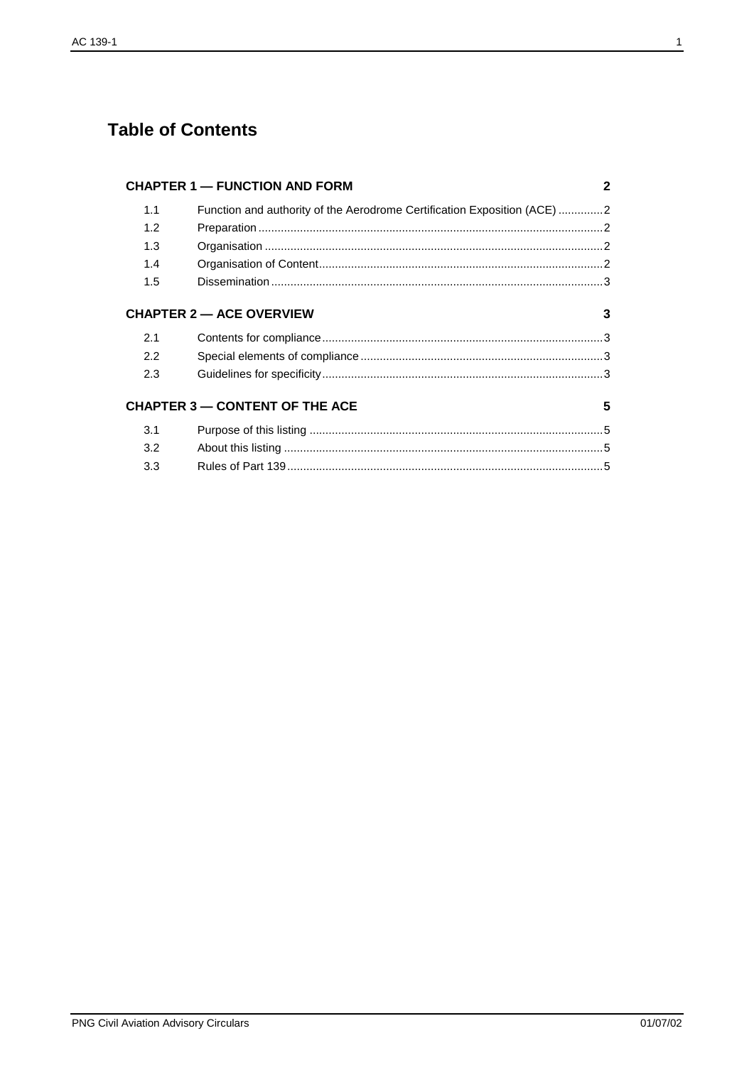# Table of Contents

| | | |
|---|---|---|
| **CHAPTER 1 — FUNCTION AND FORM** | | **2** |
| 1.1 | Function and authority of the Aerodrome Certification Exposition (ACE) | 2 |
| 1.2 | Preparation | 2 |
| 1.3 | Organisation | 2 |
| 1.4 | Organisation of Content | 2 |
| 1.5 | Dissemination | 3 |
| **CHAPTER 2 — ACE OVERVIEW** | | **3** |
| 2.1 | Contents for compliance | 3 |
| 2.2 | Special elements of compliance | 3 |
| 2.3 | Guidelines for specificity | 3 |
| **CHAPTER 3 — CONTENT OF THE ACE** | | **5** |
| 3.1 | Purpose of this listing | 5 |
| 3.2 | About this listing | 5 |
| 3.3 | Rules of Part 139 | 5 |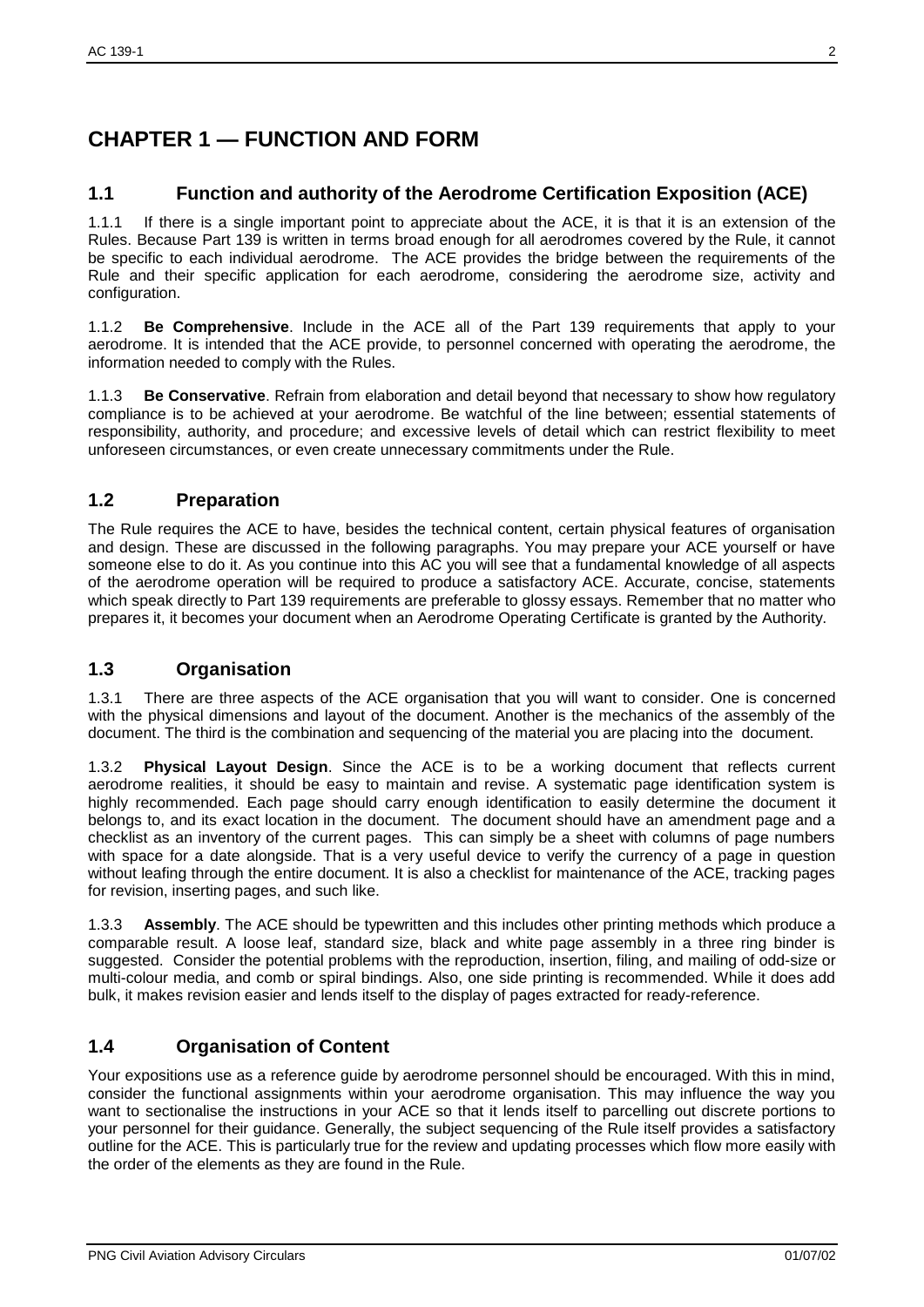# CHAPTER 1 — FUNCTION AND FORM

## 1.1 Function and authority of the Aerodrome Certification Exposition (ACE)

1.1.1 If there is a single important point to appreciate about the ACE, it is that it is an extension of the Rules. Because Part 139 is written in terms broad enough for all aerodromes covered by the Rule, it cannot be specific to each individual aerodrome. The ACE provides the bridge between the requirements of the Rule and their specific application for each aerodrome, considering the aerodrome size, activity and configuration.

1.1.2 **Be Comprehensive**. Include in the ACE all of the Part 139 requirements that apply to your aerodrome. It is intended that the ACE provide, to personnel concerned with operating the aerodrome, the information needed to comply with the Rules.

1.1.3 **Be Conservative**. Refrain from elaboration and detail beyond that necessary to show how regulatory compliance is to be achieved at your aerodrome. Be watchful of the line between; essential statements of responsibility, authority, and procedure; and excessive levels of detail which can restrict flexibility to meet unforeseen circumstances, or even create unnecessary commitments under the Rule.

## 1.2 Preparation

The Rule requires the ACE to have, besides the technical content, certain physical features of organisation and design. These are discussed in the following paragraphs. You may prepare your ACE yourself or have someone else to do it. As you continue into this AC you will see that a fundamental knowledge of all aspects of the aerodrome operation will be required to produce a satisfactory ACE. Accurate, concise, statements which speak directly to Part 139 requirements are preferable to glossy essays. Remember that no matter who prepares it, it becomes your document when an Aerodrome Operating Certificate is granted by the Authority.

## 1.3 Organisation

1.3.1 There are three aspects of the ACE organisation that you will want to consider. One is concerned with the physical dimensions and layout of the document. Another is the mechanics of the assembly of the document. The third is the combination and sequencing of the material you are placing into the document.

1.3.2 **Physical Layout Design**. Since the ACE is to be a working document that reflects current aerodrome realities, it should be easy to maintain and revise. A systematic page identification system is highly recommended. Each page should carry enough identification to easily determine the document it belongs to, and its exact location in the document. The document should have an amendment page and a checklist as an inventory of the current pages. This can simply be a sheet with columns of page numbers with space for a date alongside. That is a very useful device to verify the currency of a page in question without leafing through the entire document. It is also a checklist for maintenance of the ACE, tracking pages for revision, inserting pages, and such like.

1.3.3 **Assembly**. The ACE should be typewritten and this includes other printing methods which produce a comparable result. A loose leaf, standard size, black and white page assembly in a three ring binder is suggested. Consider the potential problems with the reproduction, insertion, filing, and mailing of odd-size or multi-colour media, and comb or spiral bindings. Also, one side printing is recommended. While it does add bulk, it makes revision easier and lends itself to the display of pages extracted for ready-reference.

## 1.4 Organisation of Content

Your expositions use as a reference guide by aerodrome personnel should be encouraged. With this in mind, consider the functional assignments within your aerodrome organisation. This may influence the way you want to sectionalise the instructions in your ACE so that it lends itself to parcelling out discrete portions to your personnel for their guidance. Generally, the subject sequencing of the Rule itself provides a satisfactory outline for the ACE. This is particularly true for the review and updating processes which flow more easily with the order of the elements as they are found in the Rule.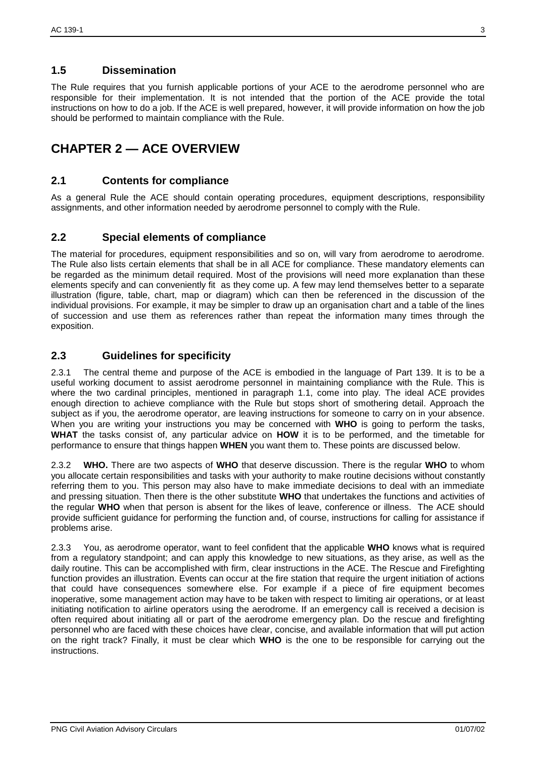## 1.5 Dissemination

The Rule requires that you furnish applicable portions of your ACE to the aerodrome personnel who are responsible for their implementation. It is not intended that the portion of the ACE provide the total instructions on how to do a job. If the ACE is well prepared, however, it will provide information on how the job should be performed to maintain compliance with the Rule.

# CHAPTER 2 — ACE OVERVIEW

## 2.1 Contents for compliance

As a general Rule the ACE should contain operating procedures, equipment descriptions, responsibility assignments, and other information needed by aerodrome personnel to comply with the Rule.

## 2.2 Special elements of compliance

The material for procedures, equipment responsibilities and so on, will vary from aerodrome to aerodrome. The Rule also lists certain elements that shall be in all ACE for compliance. These mandatory elements can be regarded as the minimum detail required. Most of the provisions will need more explanation than these elements specify and can conveniently fit as they come up. A few may lend themselves better to a separate illustration (figure, table, chart, map or diagram) which can then be referenced in the discussion of the individual provisions. For example, it may be simpler to draw up an organisation chart and a table of the lines of succession and use them as references rather than repeat the information many times through the exposition.

## 2.3 Guidelines for specificity

2.3.1 The central theme and purpose of the ACE is embodied in the language of Part 139. It is to be a useful working document to assist aerodrome personnel in maintaining compliance with the Rule. This is where the two cardinal principles, mentioned in paragraph 1.1, come into play. The ideal ACE provides enough direction to achieve compliance with the Rule but stops short of smothering detail. Approach the subject as if you, the aerodrome operator, are leaving instructions for someone to carry on in your absence. When you are writing your instructions you may be concerned with **WHO** is going to perform the tasks, **WHAT** the tasks consist of, any particular advice on **HOW** it is to be performed, and the timetable for performance to ensure that things happen **WHEN** you want them to. These points are discussed below.

2.3.2 **WHO.** There are two aspects of **WHO** that deserve discussion. There is the regular **WHO** to whom you allocate certain responsibilities and tasks with your authority to make routine decisions without constantly referring them to you. This person may also have to make immediate decisions to deal with an immediate and pressing situation. Then there is the other substitute **WHO** that undertakes the functions and activities of the regular **WHO** when that person is absent for the likes of leave, conference or illness. The ACE should provide sufficient guidance for performing the function and, of course, instructions for calling for assistance if problems arise.

2.3.3 You, as aerodrome operator, want to feel confident that the applicable **WHO** knows what is required from a regulatory standpoint; and can apply this knowledge to new situations, as they arise, as well as the daily routine. This can be accomplished with firm, clear instructions in the ACE. The Rescue and Firefighting function provides an illustration. Events can occur at the fire station that require the urgent initiation of actions that could have consequences somewhere else. For example if a piece of fire equipment becomes inoperative, some management action may have to be taken with respect to limiting air operations, or at least initiating notification to airline operators using the aerodrome. If an emergency call is received a decision is often required about initiating all or part of the aerodrome emergency plan. Do the rescue and firefighting personnel who are faced with these choices have clear, concise, and available information that will put action on the right track? Finally, it must be clear which **WHO** is the one to be responsible for carrying out the instructions.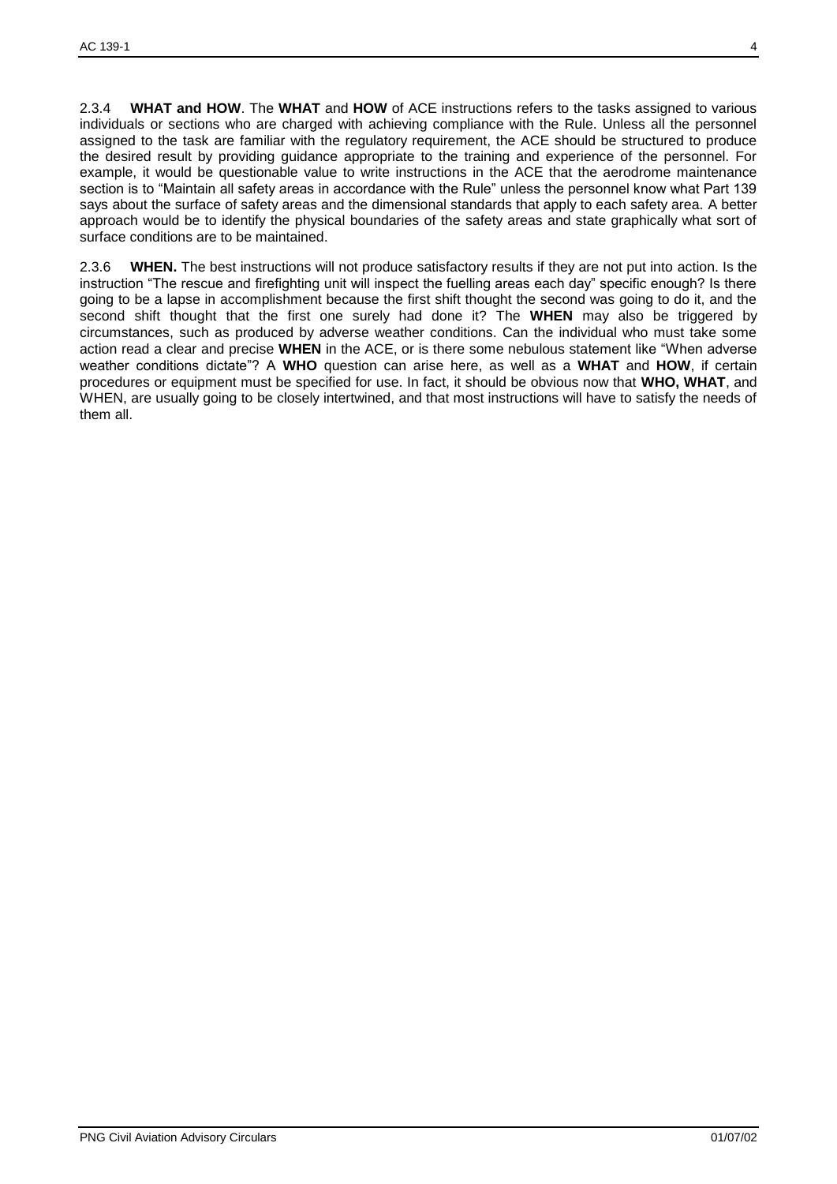2.3.4 **WHAT and HOW**. The **WHAT** and **HOW** of ACE instructions refers to the tasks assigned to various individuals or sections who are charged with achieving compliance with the Rule. Unless all the personnel assigned to the task are familiar with the regulatory requirement, the ACE should be structured to produce the desired result by providing guidance appropriate to the training and experience of the personnel. For example, it would be questionable value to write instructions in the ACE that the aerodrome maintenance section is to "Maintain all safety areas in accordance with the Rule" unless the personnel know what Part 139 says about the surface of safety areas and the dimensional standards that apply to each safety area. A better approach would be to identify the physical boundaries of the safety areas and state graphically what sort of surface conditions are to be maintained.

2.3.6 **WHEN.** The best instructions will not produce satisfactory results if they are not put into action. Is the instruction "The rescue and firefighting unit will inspect the fuelling areas each day" specific enough? Is there going to be a lapse in accomplishment because the first shift thought the second was going to do it, and the second shift thought that the first one surely had done it? The **WHEN** may also be triggered by circumstances, such as produced by adverse weather conditions. Can the individual who must take some action read a clear and precise **WHEN** in the ACE, or is there some nebulous statement like "When adverse weather conditions dictate"? A **WHO** question can arise here, as well as a **WHAT** and **HOW**, if certain procedures or equipment must be specified for use. In fact, it should be obvious now that **WHO, WHAT**, and WHEN, are usually going to be closely intertwined, and that most instructions will have to satisfy the needs of them all.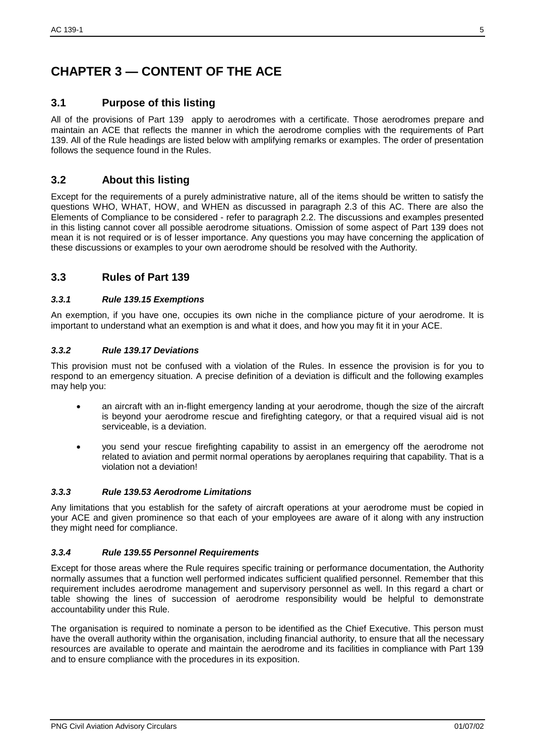# CHAPTER 3 — CONTENT OF THE ACE

## 3.1 Purpose of this listing

All of the provisions of Part 139 apply to aerodromes with a certificate. Those aerodromes prepare and maintain an ACE that reflects the manner in which the aerodrome complies with the requirements of Part 139. All of the Rule headings are listed below with amplifying remarks or examples. The order of presentation follows the sequence found in the Rules.

## 3.2 About this listing

Except for the requirements of a purely administrative nature, all of the items should be written to satisfy the questions WHO, WHAT, HOW, and WHEN as discussed in paragraph 2.3 of this AC. There are also the Elements of Compliance to be considered - refer to paragraph 2.2. The discussions and examples presented in this listing cannot cover all possible aerodrome situations. Omission of some aspect of Part 139 does not mean it is not required or is of lesser importance. Any questions you may have concerning the application of these discussions or examples to your own aerodrome should be resolved with the Authority.

## 3.3 Rules of Part 139

### *3.3.1 Rule 139.15 Exemptions*

An exemption, if you have one, occupies its own niche in the compliance picture of your aerodrome. It is important to understand what an exemption is and what it does, and how you may fit it in your ACE.

### *3.3.2 Rule 139.17 Deviations*

This provision must not be confused with a violation of the Rules. In essence the provision is for you to respond to an emergency situation. A precise definition of a deviation is difficult and the following examples may help you:

- an aircraft with an in-flight emergency landing at your aerodrome, though the size of the aircraft is beyond your aerodrome rescue and firefighting category, or that a required visual aid is not serviceable, is a deviation.
- you send your rescue firefighting capability to assist in an emergency off the aerodrome not related to aviation and permit normal operations by aeroplanes requiring that capability. That is a violation not a deviation!

### *3.3.3 Rule 139.53 Aerodrome Limitations*

Any limitations that you establish for the safety of aircraft operations at your aerodrome must be copied in your ACE and given prominence so that each of your employees are aware of it along with any instruction they might need for compliance.

### *3.3.4 Rule 139.55 Personnel Requirements*

Except for those areas where the Rule requires specific training or performance documentation, the Authority normally assumes that a function well performed indicates sufficient qualified personnel. Remember that this requirement includes aerodrome management and supervisory personnel as well. In this regard a chart or table showing the lines of succession of aerodrome responsibility would be helpful to demonstrate accountability under this Rule.

The organisation is required to nominate a person to be identified as the Chief Executive. This person must have the overall authority within the organisation, including financial authority, to ensure that all the necessary resources are available to operate and maintain the aerodrome and its facilities in compliance with Part 139 and to ensure compliance with the procedures in its exposition.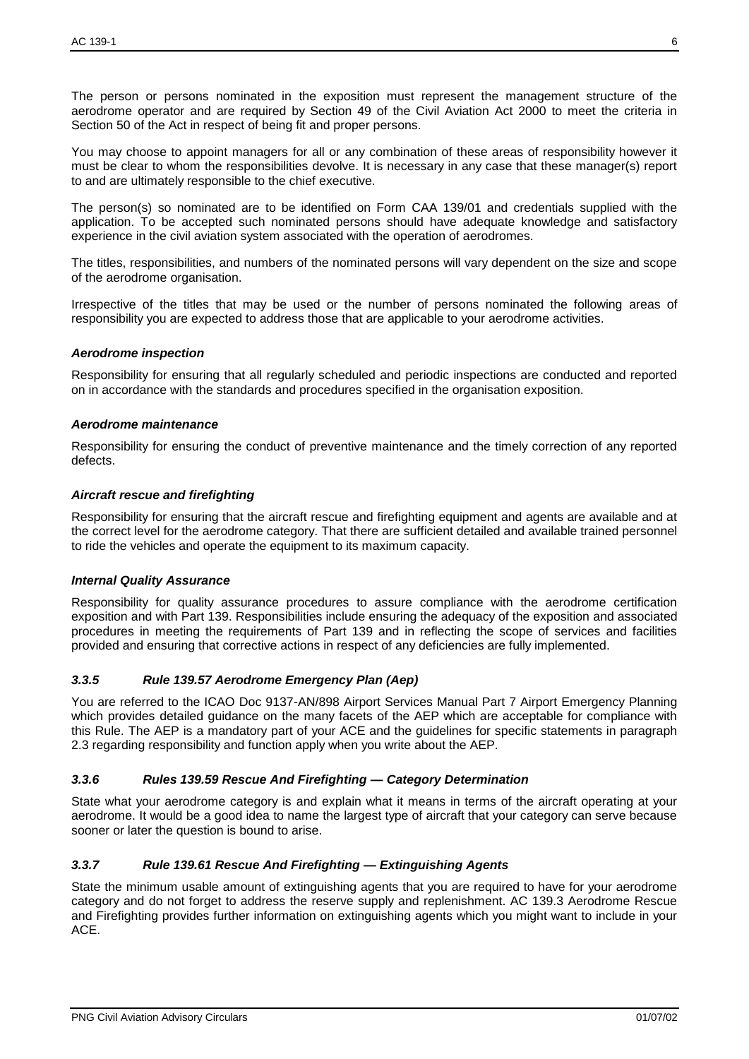The person or persons nominated in the exposition must represent the management structure of the aerodrome operator and are required by Section 49 of the Civil Aviation Act 2000 to meet the criteria in Section 50 of the Act in respect of being fit and proper persons.

You may choose to appoint managers for all or any combination of these areas of responsibility however it must be clear to whom the responsibilities devolve. It is necessary in any case that these manager(s) report to and are ultimately responsible to the chief executive.

The person(s) so nominated are to be identified on Form CAA 139/01 and credentials supplied with the application. To be accepted such nominated persons should have adequate knowledge and satisfactory experience in the civil aviation system associated with the operation of aerodromes.

The titles, responsibilities, and numbers of the nominated persons will vary dependent on the size and scope of the aerodrome organisation.

Irrespective of the titles that may be used or the number of persons nominated the following areas of responsibility you are expected to address those that are applicable to your aerodrome activities.

***Aerodrome inspection***

Responsibility for ensuring that all regularly scheduled and periodic inspections are conducted and reported on in accordance with the standards and procedures specified in the organisation exposition.

***Aerodrome maintenance***

Responsibility for ensuring the conduct of preventive maintenance and the timely correction of any reported defects.

***Aircraft rescue and firefighting***

Responsibility for ensuring that the aircraft rescue and firefighting equipment and agents are available and at the correct level for the aerodrome category. That there are sufficient detailed and available trained personnel to ride the vehicles and operate the equipment to its maximum capacity.

***Internal Quality Assurance***

Responsibility for quality assurance procedures to assure compliance with the aerodrome certification exposition and with Part 139. Responsibilities include ensuring the adequacy of the exposition and associated procedures in meeting the requirements of Part 139 and in reflecting the scope of services and facilities provided and ensuring that corrective actions in respect of any deficiencies are fully implemented.

### *3.3.5 Rule 139.57 Aerodrome Emergency Plan (Aep)*

You are referred to the ICAO Doc 9137-AN/898 Airport Services Manual Part 7 Airport Emergency Planning which provides detailed guidance on the many facets of the AEP which are acceptable for compliance with this Rule. The AEP is a mandatory part of your ACE and the guidelines for specific statements in paragraph 2.3 regarding responsibility and function apply when you write about the AEP.

### *3.3.6 Rules 139.59 Rescue And Firefighting — Category Determination*

State what your aerodrome category is and explain what it means in terms of the aircraft operating at your aerodrome. It would be a good idea to name the largest type of aircraft that your category can serve because sooner or later the question is bound to arise.

### *3.3.7 Rule 139.61 Rescue And Firefighting — Extinguishing Agents*

State the minimum usable amount of extinguishing agents that you are required to have for your aerodrome category and do not forget to address the reserve supply and replenishment. AC 139.3 Aerodrome Rescue and Firefighting provides further information on extinguishing agents which you might want to include in your ACE.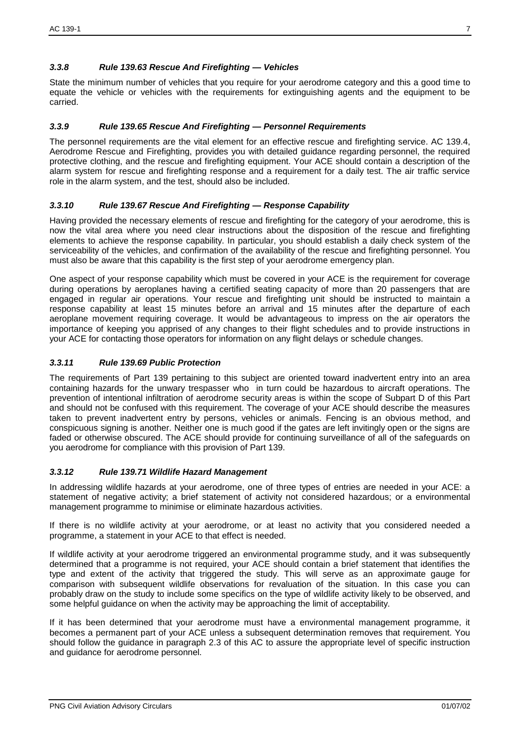### *3.3.8 Rule 139.63 Rescue And Firefighting — Vehicles*

State the minimum number of vehicles that you require for your aerodrome category and this a good time to equate the vehicle or vehicles with the requirements for extinguishing agents and the equipment to be carried.

### *3.3.9 Rule 139.65 Rescue And Firefighting — Personnel Requirements*

The personnel requirements are the vital element for an effective rescue and firefighting service. AC 139.4, Aerodrome Rescue and Firefighting, provides you with detailed guidance regarding personnel, the required protective clothing, and the rescue and firefighting equipment. Your ACE should contain a description of the alarm system for rescue and firefighting response and a requirement for a daily test. The air traffic service role in the alarm system, and the test, should also be included.

### *3.3.10 Rule 139.67 Rescue And Firefighting — Response Capability*

Having provided the necessary elements of rescue and firefighting for the category of your aerodrome, this is now the vital area where you need clear instructions about the disposition of the rescue and firefighting elements to achieve the response capability. In particular, you should establish a daily check system of the serviceability of the vehicles, and confirmation of the availability of the rescue and firefighting personnel. You must also be aware that this capability is the first step of your aerodrome emergency plan.

One aspect of your response capability which must be covered in your ACE is the requirement for coverage during operations by aeroplanes having a certified seating capacity of more than 20 passengers that are engaged in regular air operations. Your rescue and firefighting unit should be instructed to maintain a response capability at least 15 minutes before an arrival and 15 minutes after the departure of each aeroplane movement requiring coverage. It would be advantageous to impress on the air operators the importance of keeping you apprised of any changes to their flight schedules and to provide instructions in your ACE for contacting those operators for information on any flight delays or schedule changes.

### *3.3.11 Rule 139.69 Public Protection*

The requirements of Part 139 pertaining to this subject are oriented toward inadvertent entry into an area containing hazards for the unwary trespasser who in turn could be hazardous to aircraft operations. The prevention of intentional infiltration of aerodrome security areas is within the scope of Subpart D of this Part and should not be confused with this requirement. The coverage of your ACE should describe the measures taken to prevent inadvertent entry by persons, vehicles or animals. Fencing is an obvious method, and conspicuous signing is another. Neither one is much good if the gates are left invitingly open or the signs are faded or otherwise obscured. The ACE should provide for continuing surveillance of all of the safeguards on you aerodrome for compliance with this provision of Part 139.

### *3.3.12 Rule 139.71 Wildlife Hazard Management*

In addressing wildlife hazards at your aerodrome, one of three types of entries are needed in your ACE: a statement of negative activity; a brief statement of activity not considered hazardous; or a environmental management programme to minimise or eliminate hazardous activities.

If there is no wildlife activity at your aerodrome, or at least no activity that you considered needed a programme, a statement in your ACE to that effect is needed.

If wildlife activity at your aerodrome triggered an environmental programme study, and it was subsequently determined that a programme is not required, your ACE should contain a brief statement that identifies the type and extent of the activity that triggered the study. This will serve as an approximate gauge for comparison with subsequent wildlife observations for revaluation of the situation. In this case you can probably draw on the study to include some specifics on the type of wildlife activity likely to be observed, and some helpful guidance on when the activity may be approaching the limit of acceptability.

If it has been determined that your aerodrome must have a environmental management programme, it becomes a permanent part of your ACE unless a subsequent determination removes that requirement. You should follow the guidance in paragraph 2.3 of this AC to assure the appropriate level of specific instruction and guidance for aerodrome personnel.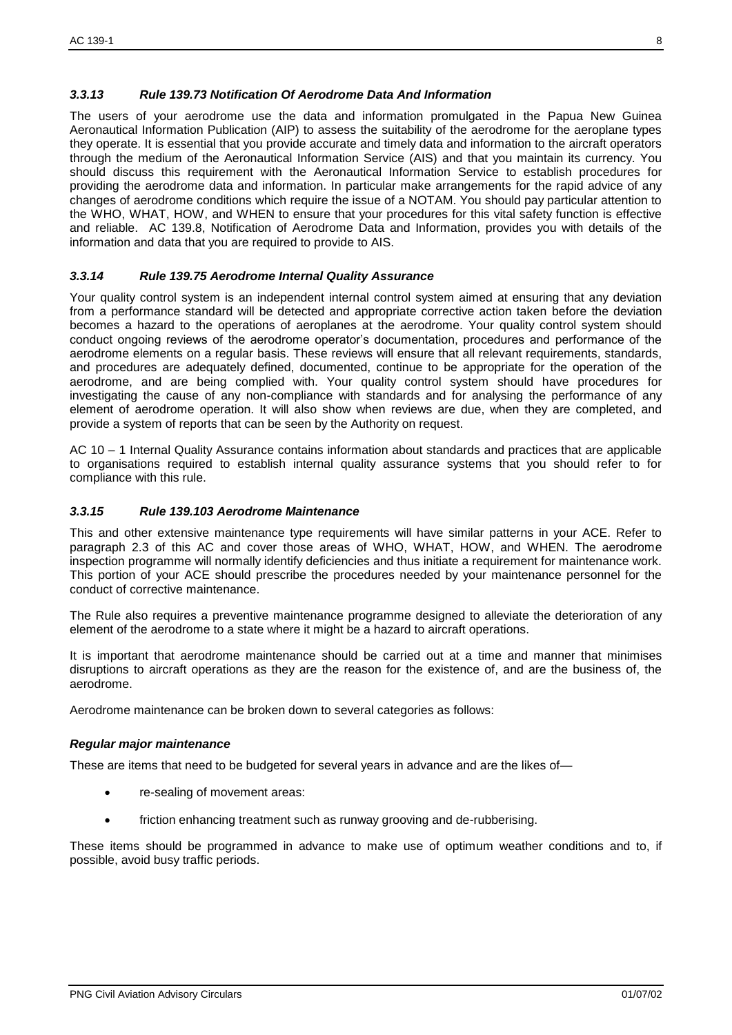### *3.3.13 Rule 139.73 Notification Of Aerodrome Data And Information*

The users of your aerodrome use the data and information promulgated in the Papua New Guinea Aeronautical Information Publication (AIP) to assess the suitability of the aerodrome for the aeroplane types they operate. It is essential that you provide accurate and timely data and information to the aircraft operators through the medium of the Aeronautical Information Service (AIS) and that you maintain its currency. You should discuss this requirement with the Aeronautical Information Service to establish procedures for providing the aerodrome data and information. In particular make arrangements for the rapid advice of any changes of aerodrome conditions which require the issue of a NOTAM. You should pay particular attention to the WHO, WHAT, HOW, and WHEN to ensure that your procedures for this vital safety function is effective and reliable. AC 139.8, Notification of Aerodrome Data and Information, provides you with details of the information and data that you are required to provide to AIS.

### *3.3.14 Rule 139.75 Aerodrome Internal Quality Assurance*

Your quality control system is an independent internal control system aimed at ensuring that any deviation from a performance standard will be detected and appropriate corrective action taken before the deviation becomes a hazard to the operations of aeroplanes at the aerodrome. Your quality control system should conduct ongoing reviews of the aerodrome operator's documentation, procedures and performance of the aerodrome elements on a regular basis. These reviews will ensure that all relevant requirements, standards, and procedures are adequately defined, documented, continue to be appropriate for the operation of the aerodrome, and are being complied with. Your quality control system should have procedures for investigating the cause of any non-compliance with standards and for analysing the performance of any element of aerodrome operation. It will also show when reviews are due, when they are completed, and provide a system of reports that can be seen by the Authority on request.

AC 10 – 1 Internal Quality Assurance contains information about standards and practices that are applicable to organisations required to establish internal quality assurance systems that you should refer to for compliance with this rule.

### *3.3.15 Rule 139.103 Aerodrome Maintenance*

This and other extensive maintenance type requirements will have similar patterns in your ACE. Refer to paragraph 2.3 of this AC and cover those areas of WHO, WHAT, HOW, and WHEN. The aerodrome inspection programme will normally identify deficiencies and thus initiate a requirement for maintenance work. This portion of your ACE should prescribe the procedures needed by your maintenance personnel for the conduct of corrective maintenance.

The Rule also requires a preventive maintenance programme designed to alleviate the deterioration of any element of the aerodrome to a state where it might be a hazard to aircraft operations.

It is important that aerodrome maintenance should be carried out at a time and manner that minimises disruptions to aircraft operations as they are the reason for the existence of, and are the business of, the aerodrome.

Aerodrome maintenance can be broken down to several categories as follows:

#### *Regular major maintenance*

These are items that need to be budgeted for several years in advance and are the likes of—

- re-sealing of movement areas:
- friction enhancing treatment such as runway grooving and de-rubberising.

These items should be programmed in advance to make use of optimum weather conditions and to, if possible, avoid busy traffic periods.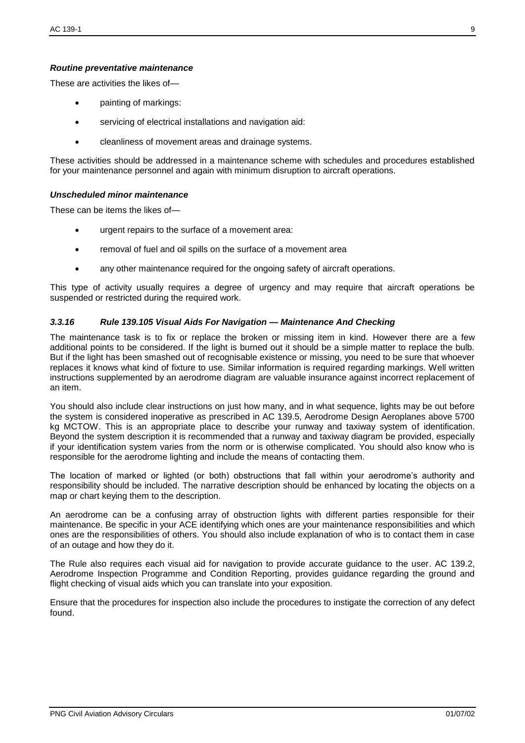#### *Routine preventative maintenance*

These are activities the likes of—

- painting of markings:
- servicing of electrical installations and navigation aid:
- cleanliness of movement areas and drainage systems.

These activities should be addressed in a maintenance scheme with schedules and procedures established for your maintenance personnel and again with minimum disruption to aircraft operations.

#### *Unscheduled minor maintenance*

These can be items the likes of—

- urgent repairs to the surface of a movement area:
- removal of fuel and oil spills on the surface of a movement area
- any other maintenance required for the ongoing safety of aircraft operations.

This type of activity usually requires a degree of urgency and may require that aircraft operations be suspended or restricted during the required work.

### *3.3.16 Rule 139.105 Visual Aids For Navigation — Maintenance And Checking*

The maintenance task is to fix or replace the broken or missing item in kind. However there are a few additional points to be considered. If the light is burned out it should be a simple matter to replace the bulb. But if the light has been smashed out of recognisable existence or missing, you need to be sure that whoever replaces it knows what kind of fixture to use. Similar information is required regarding markings. Well written instructions supplemented by an aerodrome diagram are valuable insurance against incorrect replacement of an item.

You should also include clear instructions on just how many, and in what sequence, lights may be out before the system is considered inoperative as prescribed in AC 139.5, Aerodrome Design Aeroplanes above 5700 kg MCTOW. This is an appropriate place to describe your runway and taxiway system of identification. Beyond the system description it is recommended that a runway and taxiway diagram be provided, especially if your identification system varies from the norm or is otherwise complicated. You should also know who is responsible for the aerodrome lighting and include the means of contacting them.

The location of marked or lighted (or both) obstructions that fall within your aerodrome's authority and responsibility should be included. The narrative description should be enhanced by locating the objects on a map or chart keying them to the description.

An aerodrome can be a confusing array of obstruction lights with different parties responsible for their maintenance. Be specific in your ACE identifying which ones are your maintenance responsibilities and which ones are the responsibilities of others. You should also include explanation of who is to contact them in case of an outage and how they do it.

The Rule also requires each visual aid for navigation to provide accurate guidance to the user. AC 139.2, Aerodrome Inspection Programme and Condition Reporting, provides guidance regarding the ground and flight checking of visual aids which you can translate into your exposition.

Ensure that the procedures for inspection also include the procedures to instigate the correction of any defect found.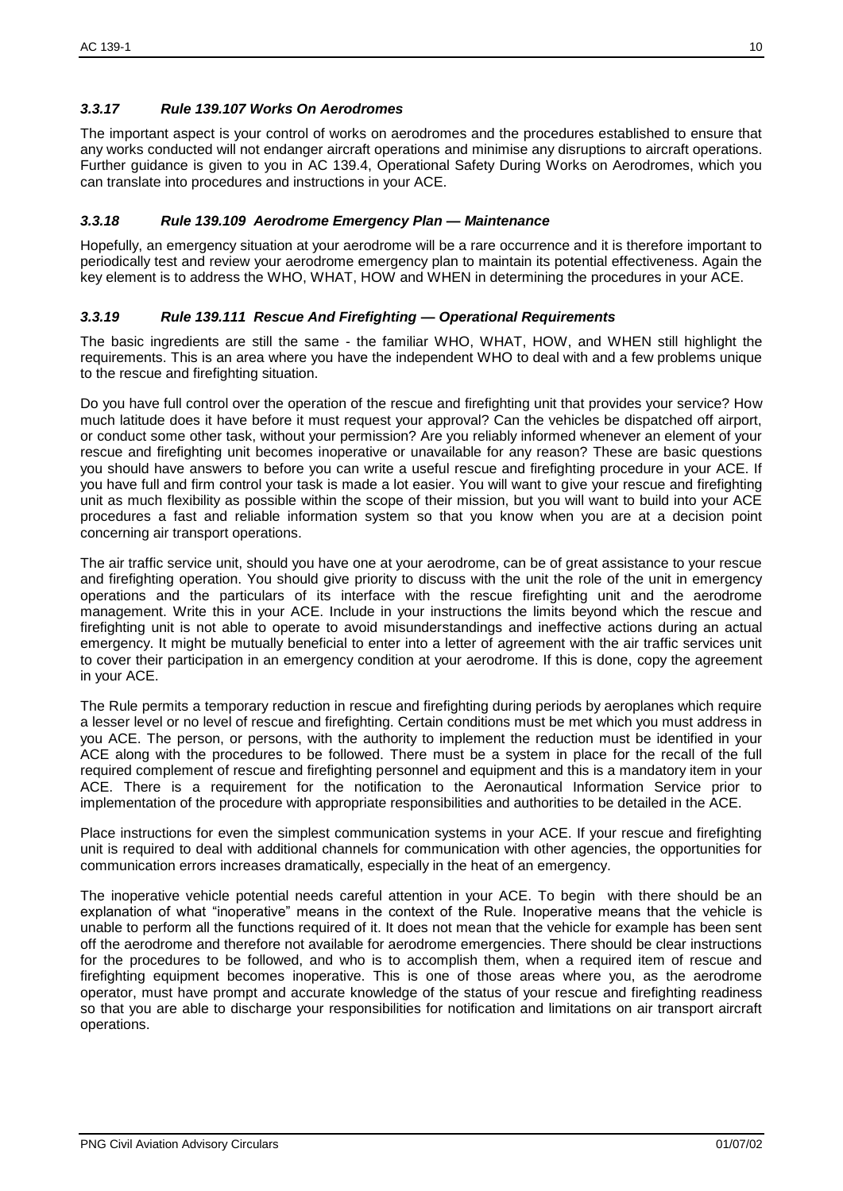### *3.3.17 Rule 139.107 Works On Aerodromes*

The important aspect is your control of works on aerodromes and the procedures established to ensure that any works conducted will not endanger aircraft operations and minimise any disruptions to aircraft operations. Further guidance is given to you in AC 139.4, Operational Safety During Works on Aerodromes, which you can translate into procedures and instructions in your ACE.

### *3.3.18 Rule 139.109 Aerodrome Emergency Plan — Maintenance*

Hopefully, an emergency situation at your aerodrome will be a rare occurrence and it is therefore important to periodically test and review your aerodrome emergency plan to maintain its potential effectiveness. Again the key element is to address the WHO, WHAT, HOW and WHEN in determining the procedures in your ACE.

### *3.3.19 Rule 139.111 Rescue And Firefighting — Operational Requirements*

The basic ingredients are still the same - the familiar WHO, WHAT, HOW, and WHEN still highlight the requirements. This is an area where you have the independent WHO to deal with and a few problems unique to the rescue and firefighting situation.

Do you have full control over the operation of the rescue and firefighting unit that provides your service? How much latitude does it have before it must request your approval? Can the vehicles be dispatched off airport, or conduct some other task, without your permission? Are you reliably informed whenever an element of your rescue and firefighting unit becomes inoperative or unavailable for any reason? These are basic questions you should have answers to before you can write a useful rescue and firefighting procedure in your ACE. If you have full and firm control your task is made a lot easier. You will want to give your rescue and firefighting unit as much flexibility as possible within the scope of their mission, but you will want to build into your ACE procedures a fast and reliable information system so that you know when you are at a decision point concerning air transport operations.

The air traffic service unit, should you have one at your aerodrome, can be of great assistance to your rescue and firefighting operation. You should give priority to discuss with the unit the role of the unit in emergency operations and the particulars of its interface with the rescue firefighting unit and the aerodrome management. Write this in your ACE. Include in your instructions the limits beyond which the rescue and firefighting unit is not able to operate to avoid misunderstandings and ineffective actions during an actual emergency. It might be mutually beneficial to enter into a letter of agreement with the air traffic services unit to cover their participation in an emergency condition at your aerodrome. If this is done, copy the agreement in your ACE.

The Rule permits a temporary reduction in rescue and firefighting during periods by aeroplanes which require a lesser level or no level of rescue and firefighting. Certain conditions must be met which you must address in you ACE. The person, or persons, with the authority to implement the reduction must be identified in your ACE along with the procedures to be followed. There must be a system in place for the recall of the full required complement of rescue and firefighting personnel and equipment and this is a mandatory item in your ACE. There is a requirement for the notification to the Aeronautical Information Service prior to implementation of the procedure with appropriate responsibilities and authorities to be detailed in the ACE.

Place instructions for even the simplest communication systems in your ACE. If your rescue and firefighting unit is required to deal with additional channels for communication with other agencies, the opportunities for communication errors increases dramatically, especially in the heat of an emergency.

The inoperative vehicle potential needs careful attention in your ACE. To begin with there should be an explanation of what "inoperative" means in the context of the Rule. Inoperative means that the vehicle is unable to perform all the functions required of it. It does not mean that the vehicle for example has been sent off the aerodrome and therefore not available for aerodrome emergencies. There should be clear instructions for the procedures to be followed, and who is to accomplish them, when a required item of rescue and firefighting equipment becomes inoperative. This is one of those areas where you, as the aerodrome operator, must have prompt and accurate knowledge of the status of your rescue and firefighting readiness so that you are able to discharge your responsibilities for notification and limitations on air transport aircraft operations.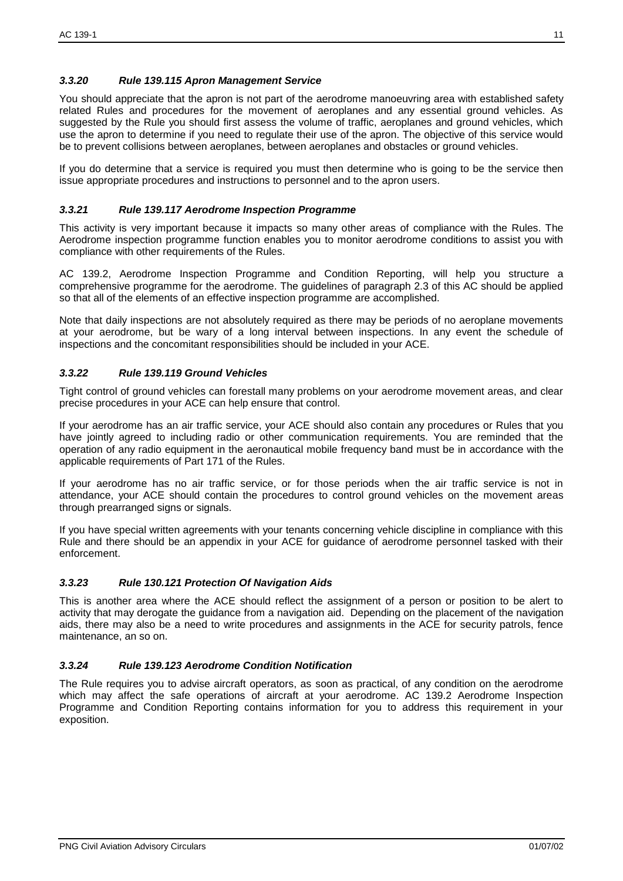### *3.3.20 Rule 139.115 Apron Management Service*

You should appreciate that the apron is not part of the aerodrome manoeuvring area with established safety related Rules and procedures for the movement of aeroplanes and any essential ground vehicles. As suggested by the Rule you should first assess the volume of traffic, aeroplanes and ground vehicles, which use the apron to determine if you need to regulate their use of the apron. The objective of this service would be to prevent collisions between aeroplanes, between aeroplanes and obstacles or ground vehicles.

If you do determine that a service is required you must then determine who is going to be the service then issue appropriate procedures and instructions to personnel and to the apron users.

### *3.3.21 Rule 139.117 Aerodrome Inspection Programme*

This activity is very important because it impacts so many other areas of compliance with the Rules. The Aerodrome inspection programme function enables you to monitor aerodrome conditions to assist you with compliance with other requirements of the Rules.

AC 139.2, Aerodrome Inspection Programme and Condition Reporting, will help you structure a comprehensive programme for the aerodrome. The guidelines of paragraph 2.3 of this AC should be applied so that all of the elements of an effective inspection programme are accomplished.

Note that daily inspections are not absolutely required as there may be periods of no aeroplane movements at your aerodrome, but be wary of a long interval between inspections. In any event the schedule of inspections and the concomitant responsibilities should be included in your ACE.

### *3.3.22 Rule 139.119 Ground Vehicles*

Tight control of ground vehicles can forestall many problems on your aerodrome movement areas, and clear precise procedures in your ACE can help ensure that control.

If your aerodrome has an air traffic service, your ACE should also contain any procedures or Rules that you have jointly agreed to including radio or other communication requirements. You are reminded that the operation of any radio equipment in the aeronautical mobile frequency band must be in accordance with the applicable requirements of Part 171 of the Rules.

If your aerodrome has no air traffic service, or for those periods when the air traffic service is not in attendance, your ACE should contain the procedures to control ground vehicles on the movement areas through prearranged signs or signals.

If you have special written agreements with your tenants concerning vehicle discipline in compliance with this Rule and there should be an appendix in your ACE for guidance of aerodrome personnel tasked with their enforcement.

### *3.3.23 Rule 130.121 Protection Of Navigation Aids*

This is another area where the ACE should reflect the assignment of a person or position to be alert to activity that may derogate the guidance from a navigation aid. Depending on the placement of the navigation aids, there may also be a need to write procedures and assignments in the ACE for security patrols, fence maintenance, an so on.

### *3.3.24 Rule 139.123 Aerodrome Condition Notification*

The Rule requires you to advise aircraft operators, as soon as practical, of any condition on the aerodrome which may affect the safe operations of aircraft at your aerodrome. AC 139.2 Aerodrome Inspection Programme and Condition Reporting contains information for you to address this requirement in your exposition.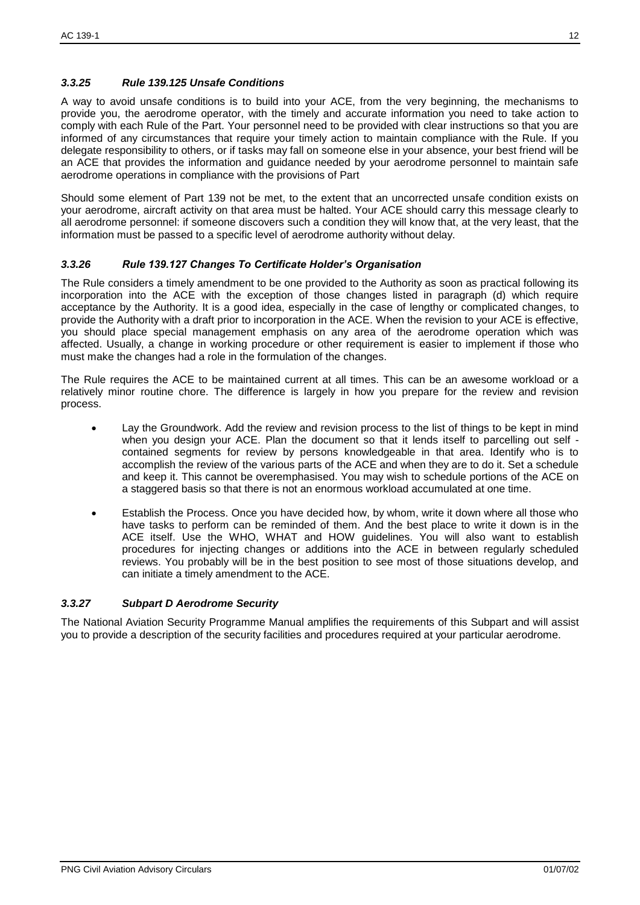### *3.3.25 Rule 139.125 Unsafe Conditions*

A way to avoid unsafe conditions is to build into your ACE, from the very beginning, the mechanisms to provide you, the aerodrome operator, with the timely and accurate information you need to take action to comply with each Rule of the Part. Your personnel need to be provided with clear instructions so that you are informed of any circumstances that require your timely action to maintain compliance with the Rule. If you delegate responsibility to others, or if tasks may fall on someone else in your absence, your best friend will be an ACE that provides the information and guidance needed by your aerodrome personnel to maintain safe aerodrome operations in compliance with the provisions of Part

Should some element of Part 139 not be met, to the extent that an uncorrected unsafe condition exists on your aerodrome, aircraft activity on that area must be halted. Your ACE should carry this message clearly to all aerodrome personnel: if someone discovers such a condition they will know that, at the very least, that the information must be passed to a specific level of aerodrome authority without delay.

### *3.3.26 Rule 139.127 Changes To Certificate Holder's Organisation*

The Rule considers a timely amendment to be one provided to the Authority as soon as practical following its incorporation into the ACE with the exception of those changes listed in paragraph (d) which require acceptance by the Authority. It is a good idea, especially in the case of lengthy or complicated changes, to provide the Authority with a draft prior to incorporation in the ACE. When the revision to your ACE is effective, you should place special management emphasis on any area of the aerodrome operation which was affected. Usually, a change in working procedure or other requirement is easier to implement if those who must make the changes had a role in the formulation of the changes.

The Rule requires the ACE to be maintained current at all times. This can be an awesome workload or a relatively minor routine chore. The difference is largely in how you prepare for the review and revision process.

- Lay the Groundwork. Add the review and revision process to the list of things to be kept in mind when you design your ACE. Plan the document so that it lends itself to parcelling out self - contained segments for review by persons knowledgeable in that area. Identify who is to accomplish the review of the various parts of the ACE and when they are to do it. Set a schedule and keep it. This cannot be overemphasised. You may wish to schedule portions of the ACE on a staggered basis so that there is not an enormous workload accumulated at one time.

- Establish the Process. Once you have decided how, by whom, write it down where all those who have tasks to perform can be reminded of them. And the best place to write it down is in the ACE itself. Use the WHO, WHAT and HOW guidelines. You will also want to establish procedures for injecting changes or additions into the ACE in between regularly scheduled reviews. You probably will be in the best position to see most of those situations develop, and can initiate a timely amendment to the ACE.

### *3.3.27 Subpart D Aerodrome Security*

The National Aviation Security Programme Manual amplifies the requirements of this Subpart and will assist you to provide a description of the security facilities and procedures required at your particular aerodrome.